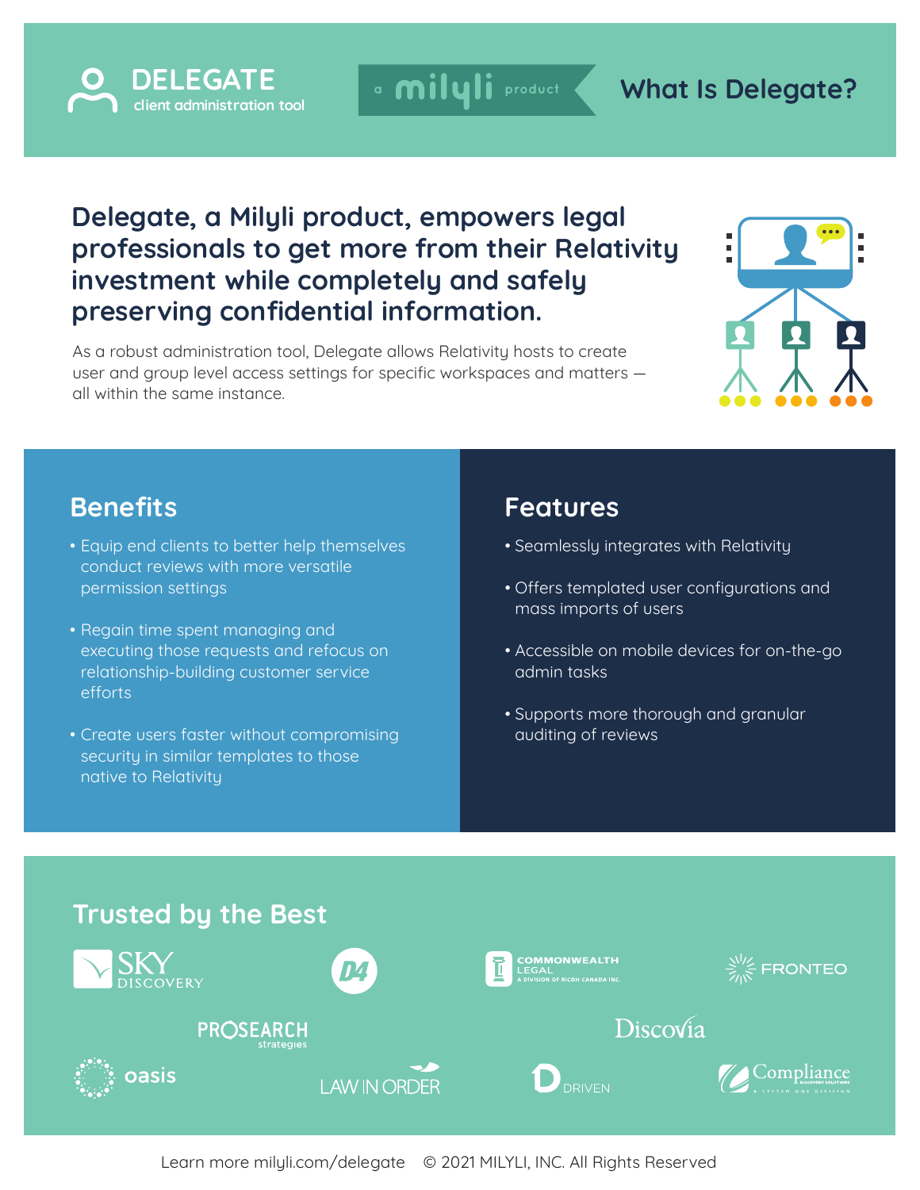# DELEGATE

client administration tool

a milyli product

## What Is Delegate?

**Delegate, a Milyli product, empowers legal professionals to get more from their Relativity investment while completely and safely preserving confidential information.**

As a robust administration tool, Delegate allows Relativity hosts to create user and group level access settings for specific workspaces and matters — all within the same instance.

## Benefits

- Equip end clients to better help themselves conduct reviews with more versatile permission settings
- Regain time spent managing and executing those requests and refocus on relationship-building customer service efforts
- Create users faster without compromising security in similar templates to those native to Relativity

## Features

- Seamlessly integrates with Relativity
- Offers templated user configurations and mass imports of users
- Accessible on mobile devices for on-the-go admin tasks
- Supports more thorough and granular auditing of reviews

## Trusted by the Best

SKY DISCOVERY, D4, COMMONWEALTH LEGAL (A DIVISION OF RICOH CANADA INC.), FRONTEO, PROSEARCH strategies, Discovia, oasis, LAW IN ORDER, DRIVEN, Compliance Discovery Solutions (A SYSTEM ONE DIVISION)

Learn more milyli.com/delegate © 2021 MILYLI, INC. All Rights Reserved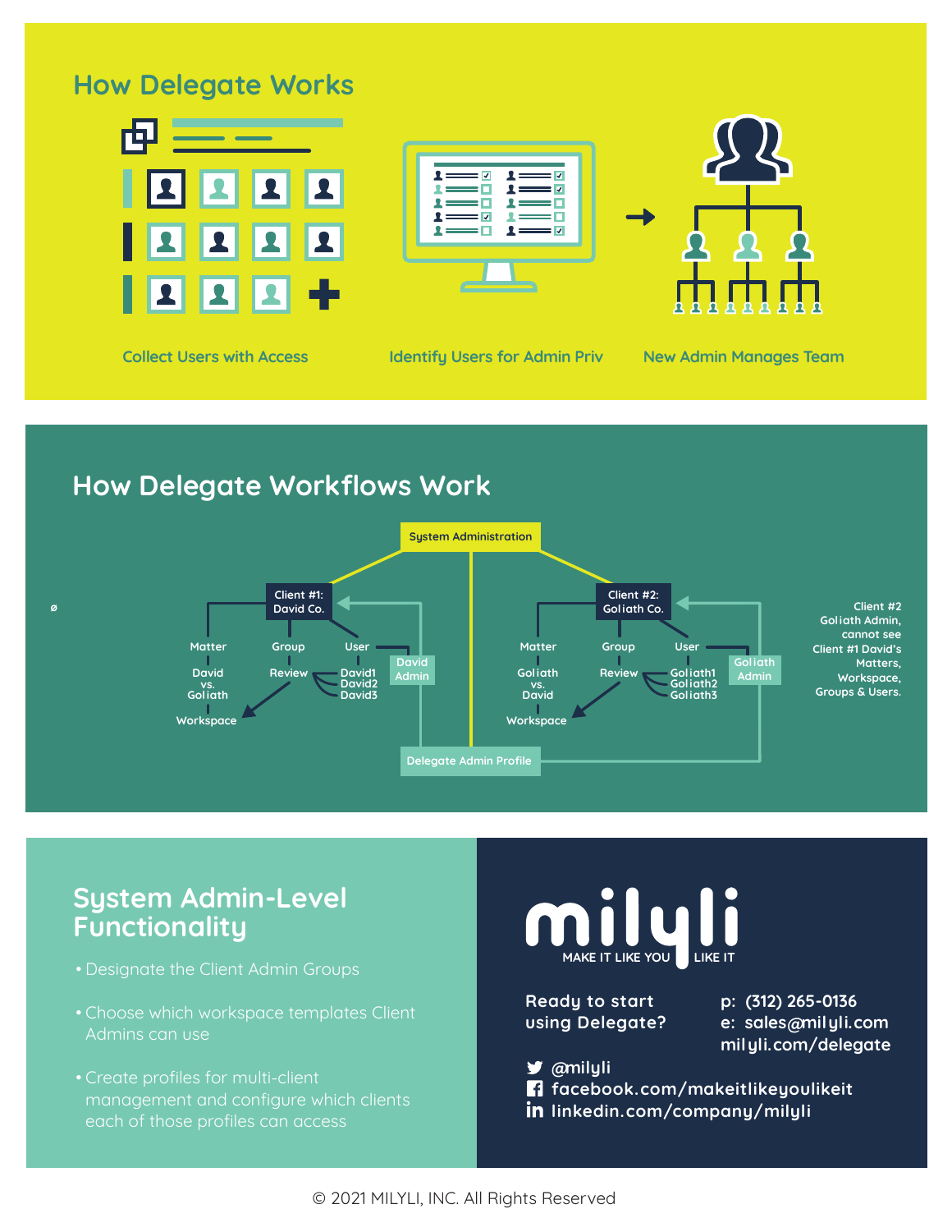## How Delegate Works

Collect Users with Access

Identify Users for Admin Priv

New Admin Manages Team

## How Delegate Workflows Work

System Administration

Client #1: David Co.

Matter
David vs. Goliath
Workspace

Group
Review

User
David1
David2
David3

David Admin

Client #2: Goliath Co.

Matter
Goliath vs. David
Workspace

Group
Review

User
Goliath1
Goliath2
Goliath3

Goliath Admin

Delegate Admin Profile

Client #2 Goliath Admin, cannot see Client #1 David's Matters, Workspace, Groups & Users.

## System Admin-Level Functionality

- Designate the Client Admin Groups
- Choose which workspace templates Client Admins can use
- Create profiles for multi-client management and configure which clients each of those profiles can access

**milyli**
MAKE IT LIKE YOU LIKE IT

Ready to start using Delegate?

p: (312) 265-0136
e: sales@milyli.com
milyli.com/delegate

@milyli
facebook.com/makeitlikeyoulikeit
linkedin.com/company/milyli

© 2021 MILYLI, INC. All Rights Reserved